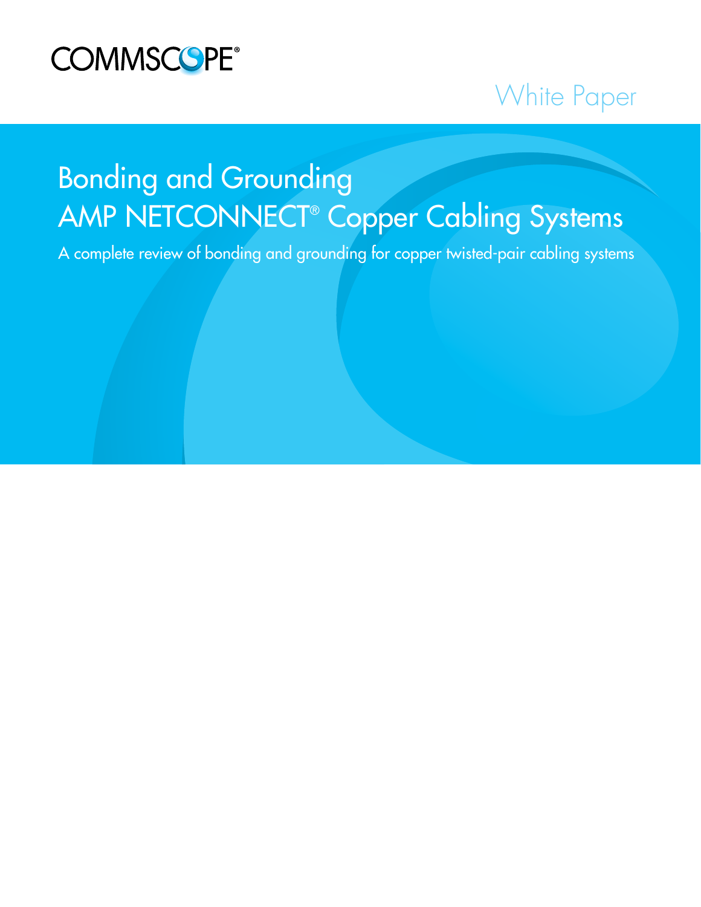COMMSCOPE®

White Paper

# Bonding and Grounding AMP NETCONNECT® Copper Cabling Systems

A complete review of bonding and grounding for copper twisted-pair cabling systems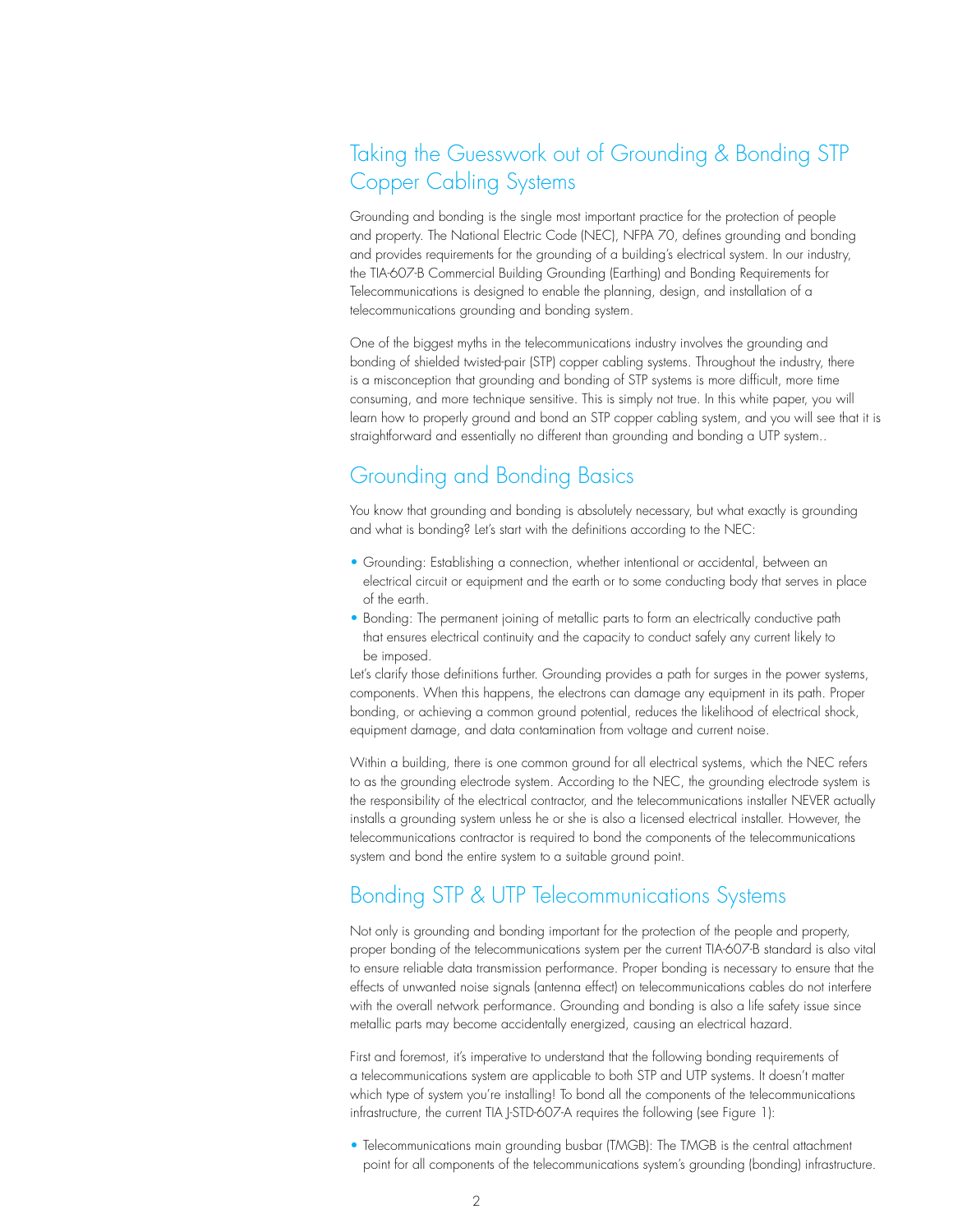## Taking the Guesswork out of Grounding & Bonding STP Copper Cabling Systems

Grounding and bonding is the single most important practice for the protection of people and property. The National Electric Code (NEC), NFPA 70, defines grounding and bonding and provides requirements for the grounding of a building's electrical system. In our industry, the TIA-607-B Commercial Building Grounding (Earthing) and Bonding Requirements for Telecommunications is designed to enable the planning, design, and installation of a telecommunications grounding and bonding system.

One of the biggest myths in the telecommunications industry involves the grounding and bonding of shielded twisted-pair (STP) copper cabling systems. Throughout the industry, there is a misconception that grounding and bonding of STP systems is more difficult, more time consuming, and more technique sensitive. This is simply not true. In this white paper, you will learn how to properly ground and bond an STP copper cabling system, and you will see that it is straightforward and essentially no different than grounding and bonding a UTP system..

## Grounding and Bonding Basics

You know that grounding and bonding is absolutely necessary, but what exactly is grounding and what is bonding? Let's start with the definitions according to the NEC:

- Grounding: Establishing a connection, whether intentional or accidental, between an electrical circuit or equipment and the earth or to some conducting body that serves in place of the earth.
- Bonding: The permanent joining of metallic parts to form an electrically conductive path that ensures electrical continuity and the capacity to conduct safely any current likely to be imposed.

Let's clarify those definitions further. Grounding provides a path for surges in the power systems, components. When this happens, the electrons can damage any equipment in its path. Proper bonding, or achieving a common ground potential, reduces the likelihood of electrical shock, equipment damage, and data contamination from voltage and current noise.

Within a building, there is one common ground for all electrical systems, which the NEC refers to as the grounding electrode system. According to the NEC, the grounding electrode system is the responsibility of the electrical contractor, and the telecommunications installer NEVER actually installs a grounding system unless he or she is also a licensed electrical installer. However, the telecommunications contractor is required to bond the components of the telecommunications system and bond the entire system to a suitable ground point.

## Bonding STP & UTP Telecommunications Systems

Not only is grounding and bonding important for the protection of the people and property, proper bonding of the telecommunications system per the current TIA-607-B standard is also vital to ensure reliable data transmission performance. Proper bonding is necessary to ensure that the effects of unwanted noise signals (antenna effect) on telecommunications cables do not interfere with the overall network performance. Grounding and bonding is also a life safety issue since metallic parts may become accidentally energized, causing an electrical hazard.

First and foremost, it's imperative to understand that the following bonding requirements of a telecommunications system are applicable to both STP and UTP systems. It doesn't matter which type of system you're installing! To bond all the components of the telecommunications infrastructure, the current TIA J-STD-607-A requires the following (see Figure 1):

- Telecommunications main grounding busbar (TMGB): The TMGB is the central attachment point for all components of the telecommunications system's grounding (bonding) infrastructure.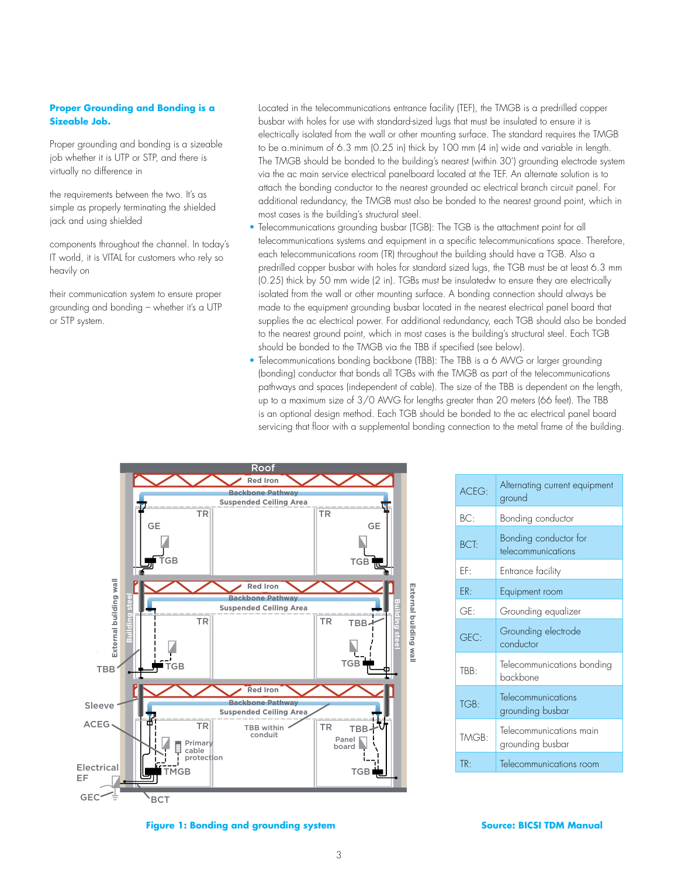**Proper Grounding and Bonding is a Sizeable Job.**

Proper grounding and bonding is a sizeable job whether it is UTP or STP, and there is virtually no difference in

the requirements between the two. It's as simple as properly terminating the shielded jack and using shielded

components throughout the channel. In today's IT world, it is VITAL for customers who rely so heavily on

their communication system to ensure proper grounding and bonding – whether it's a UTP or STP system.

Located in the telecommunications entrance facility (TEF), the TMGB is a predrilled copper busbar with holes for use with standard-sized lugs that must be insulated to ensure it is electrically isolated from the wall or other mounting surface. The standard requires the TMGB to be a.minimum of 6.3 mm (0.25 in) thick by 100 mm (4 in) wide and variable in length. The TMGB should be bonded to the building's nearest (within 30') grounding electrode system via the ac main service electrical panelboard located at the TEF. An alternate solution is to attach the bonding conductor to the nearest grounded ac electrical branch circuit panel. For additional redundancy, the TMGB must also be bonded to the nearest ground point, which in most cases is the building's structural steel.

- Telecommunications grounding busbar (TGB): The TGB is the attachment point for all telecommunications systems and equipment in a specific telecommunications space. Therefore, each telecommunications room (TR) throughout the building should have a TGB. Also a predrilled copper busbar with holes for standard sized lugs, the TGB must be at least 6.3 mm (0.25) thick by 50 mm wide (2 in). TGBs must be insulatedw to ensure they are electrically isolated from the wall or other mounting surface. A bonding connection should always be made to the equipment grounding busbar located in the nearest electrical panel board that supplies the ac electrical power. For additional redundancy, each TGB should also be bonded to the nearest ground point, which in most cases is the building's structural steel. Each TGB should be bonded to the TMGB via the TBB if specified (see below).
- Telecommunications bonding backbone (TBB): The TBB is a 6 AWG or larger grounding (bonding) conductor that bonds all TGBs with the TMGB as part of the telecommunications pathways and spaces (independent of cable). The size of the TBB is dependent on the length, up to a maximum size of 3/0 AWG for lengths greater than 20 meters (66 feet). The TBB is an optional design method. Each TGB should be bonded to the ac electrical panel board servicing that floor with a supplemental bonding connection to the metal frame of the building.

| | |
|---|---|
| ACEG: | Alternating current equipment ground |
| BC: | Bonding conductor |
| BCT: | Bonding conductor for telecommunications |
| EF: | Entrance facility |
| ER: | Equipment room |
| GE: | Grounding equalizer |
| GEC: | Grounding electrode conductor |
| TBB: | Telecommunications bonding backbone |
| TGB: | Telecommunications grounding busbar |
| TMGB: | Telecommunications main grounding busbar |
| TR: | Telecommunications room |

**Figure 1: Bonding and grounding system**

**Source: BICSI TDM Manual**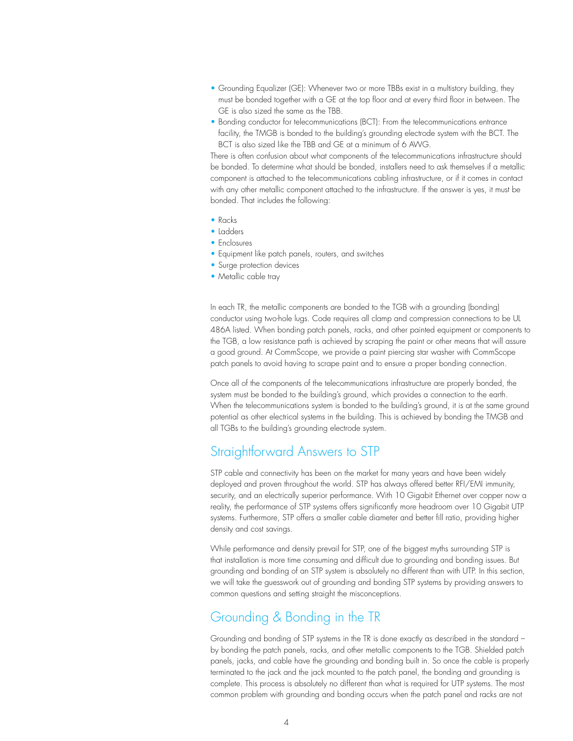- Grounding Equalizer (GE): Whenever two or more TBBs exist in a multistory building, they must be bonded together with a GE at the top floor and at every third floor in between. The GE is also sized the same as the TBB.
- Bonding conductor for telecommunications (BCT): From the telecommunications entrance facility, the TMGB is bonded to the building's grounding electrode system with the BCT. The BCT is also sized like the TBB and GE at a minimum of 6 AWG.

There is often confusion about what components of the telecommunications infrastructure should be bonded. To determine what should be bonded, installers need to ask themselves if a metallic component is attached to the telecommunications cabling infrastructure, or if it comes in contact with any other metallic component attached to the infrastructure. If the answer is yes, it must be bonded. That includes the following:

- Racks
- Ladders
- Enclosures
- Equipment like patch panels, routers, and switches
- Surge protection devices
- Metallic cable tray

In each TR, the metallic components are bonded to the TGB with a grounding (bonding) conductor using two-hole lugs. Code requires all clamp and compression connections to be UL 486A listed. When bonding patch panels, racks, and other painted equipment or components to the TGB, a low resistance path is achieved by scraping the paint or other means that will assure a good ground. At CommScope, we provide a paint piercing star washer with CommScope patch panels to avoid having to scrape paint and to ensure a proper bonding connection.

Once all of the components of the telecommunications infrastructure are properly bonded, the system must be bonded to the building's ground, which provides a connection to the earth. When the telecommunications system is bonded to the building's ground, it is at the same ground potential as other electrical systems in the building. This is achieved by bonding the TMGB and all TGBs to the building's grounding electrode system.

## Straightforward Answers to STP

STP cable and connectivity has been on the market for many years and have been widely deployed and proven throughout the world. STP has always offered better RFI/EMI immunity, security, and an electrically superior performance. With 10 Gigabit Ethernet over copper now a reality, the performance of STP systems offers significantly more headroom over 10 Gigabit UTP systems. Furthermore, STP offers a smaller cable diameter and better fill ratio, providing higher density and cost savings.

While performance and density prevail for STP, one of the biggest myths surrounding STP is that installation is more time consuming and difficult due to grounding and bonding issues. But grounding and bonding of an STP system is absolutely no different than with UTP. In this section, we will take the guesswork out of grounding and bonding STP systems by providing answers to common questions and setting straight the misconceptions.

## Grounding & Bonding in the TR

Grounding and bonding of STP systems in the TR is done exactly as described in the standard – by bonding the patch panels, racks, and other metallic components to the TGB. Shielded patch panels, jacks, and cable have the grounding and bonding built in. So once the cable is properly terminated to the jack and the jack mounted to the patch panel, the bonding and grounding is complete. This process is absolutely no different than what is required for UTP systems. The most common problem with grounding and bonding occurs when the patch panel and racks are not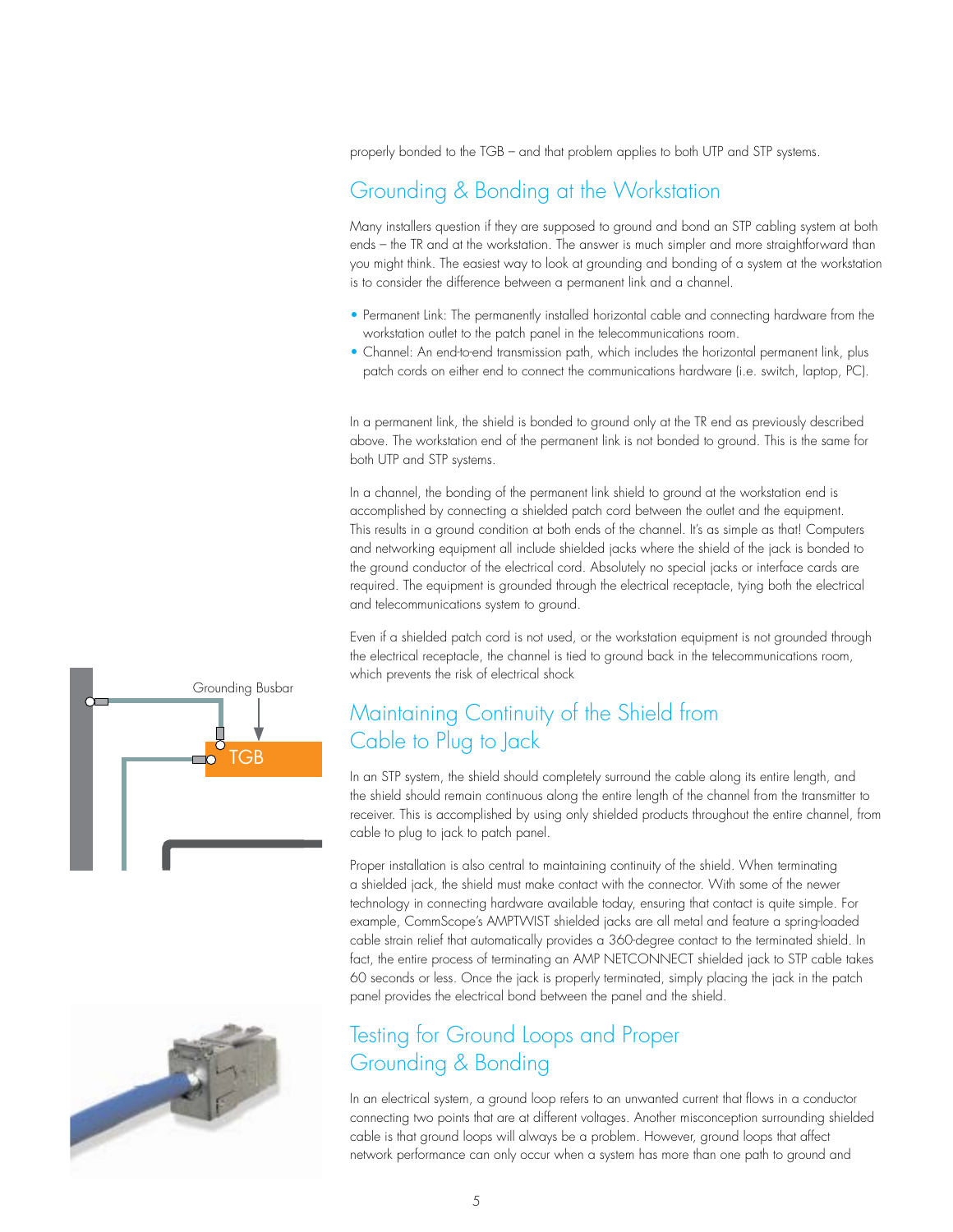properly bonded to the TGB – and that problem applies to both UTP and STP systems.

## Grounding & Bonding at the Workstation

Many installers question if they are supposed to ground and bond an STP cabling system at both ends – the TR and at the workstation. The answer is much simpler and more straightforward than you might think. The easiest way to look at grounding and bonding of a system at the workstation is to consider the difference between a permanent link and a channel.

- Permanent Link: The permanently installed horizontal cable and connecting hardware from the workstation outlet to the patch panel in the telecommunications room.
- Channel: An end-to-end transmission path, which includes the horizontal permanent link, plus patch cords on either end to connect the communications hardware (i.e. switch, laptop, PC).

In a permanent link, the shield is bonded to ground only at the TR end as previously described above. The workstation end of the permanent link is not bonded to ground. This is the same for both UTP and STP systems.

In a channel, the bonding of the permanent link shield to ground at the workstation end is accomplished by connecting a shielded patch cord between the outlet and the equipment. This results in a ground condition at both ends of the channel. It's as simple as that! Computers and networking equipment all include shielded jacks where the shield of the jack is bonded to the ground conductor of the electrical cord. Absolutely no special jacks or interface cards are required. The equipment is grounded through the electrical receptacle, tying both the electrical and telecommunications system to ground.

Even if a shielded patch cord is not used, or the workstation equipment is not grounded through the electrical receptacle, the channel is tied to ground back in the telecommunications room, which prevents the risk of electrical shock

Grounding Busbar

TGB

## Maintaining Continuity of the Shield from Cable to Plug to Jack

In an STP system, the shield should completely surround the cable along its entire length, and the shield should remain continuous along the entire length of the channel from the transmitter to receiver. This is accomplished by using only shielded products throughout the entire channel, from cable to plug to jack to patch panel.

Proper installation is also central to maintaining continuity of the shield. When terminating a shielded jack, the shield must make contact with the connector. With some of the newer technology in connecting hardware available today, ensuring that contact is quite simple. For example, CommScope's AMPTWIST shielded jacks are all metal and feature a spring-loaded cable strain relief that automatically provides a 360-degree contact to the terminated shield. In fact, the entire process of terminating an AMP NETCONNECT shielded jack to STP cable takes 60 seconds or less. Once the jack is properly terminated, simply placing the jack in the patch panel provides the electrical bond between the panel and the shield.

## Testing for Ground Loops and Proper Grounding & Bonding

In an electrical system, a ground loop refers to an unwanted current that flows in a conductor connecting two points that are at different voltages. Another misconception surrounding shielded cable is that ground loops will always be a problem. However, ground loops that affect network performance can only occur when a system has more than one path to ground and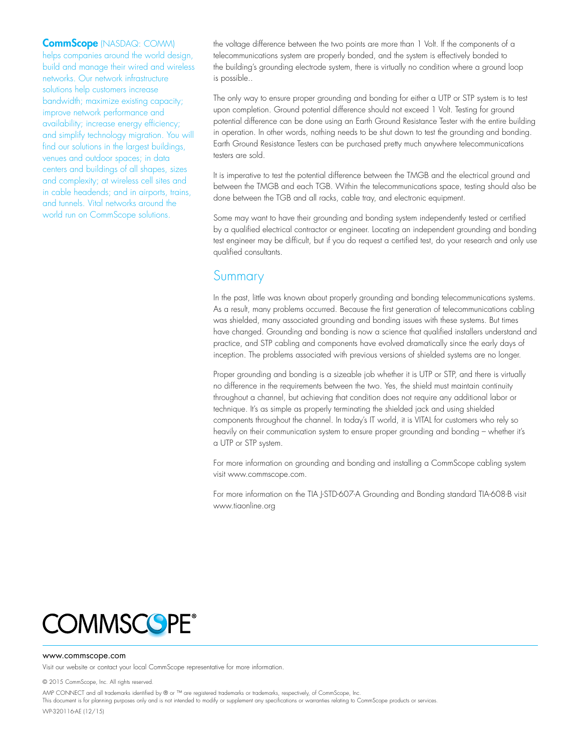**CommScope** (NASDAQ: COMM) helps companies around the world design, build and manage their wired and wireless networks. Our network infrastructure solutions help customers increase bandwidth; maximize existing capacity; improve network performance and availability; increase energy efficiency; and simplify technology migration. You will find our solutions in the largest buildings, venues and outdoor spaces; in data centers and buildings of all shapes, sizes and complexity; at wireless cell sites and in cable headends; and in airports, trains, and tunnels. Vital networks around the world run on CommScope solutions.

the voltage difference between the two points are more than 1 Volt. If the components of a telecommunications system are properly bonded, and the system is effectively bonded to the building's grounding electrode system, there is virtually no condition where a ground loop is possible..

The only way to ensure proper grounding and bonding for either a UTP or STP system is to test upon completion. Ground potential difference should not exceed 1 Volt. Testing for ground potential difference can be done using an Earth Ground Resistance Tester with the entire building in operation. In other words, nothing needs to be shut down to test the grounding and bonding. Earth Ground Resistance Testers can be purchased pretty much anywhere telecommunications testers are sold.

It is imperative to test the potential difference between the TMGB and the electrical ground and between the TMGB and each TGB. Within the telecommunications space, testing should also be done between the TGB and all racks, cable tray, and electronic equipment.

Some may want to have their grounding and bonding system independently tested or certified by a qualified electrical contractor or engineer. Locating an independent grounding and bonding test engineer may be difficult, but if you do request a certified test, do your research and only use qualified consultants.

## Summary

In the past, little was known about properly grounding and bonding telecommunications systems. As a result, many problems occurred. Because the first generation of telecommunications cabling was shielded, many associated grounding and bonding issues with these systems. But times have changed. Grounding and bonding is now a science that qualified installers understand and practice, and STP cabling and components have evolved dramatically since the early days of inception. The problems associated with previous versions of shielded systems are no longer.

Proper grounding and bonding is a sizeable job whether it is UTP or STP, and there is virtually no difference in the requirements between the two. Yes, the shield must maintain continuity throughout a channel, but achieving that condition does not require any additional labor or technique. It's as simple as properly terminating the shielded jack and using shielded components throughout the channel. In today's IT world, it is VITAL for customers who rely so heavily on their communication system to ensure proper grounding and bonding – whether it's a UTP or STP system.

For more information on grounding and bonding and installing a CommScope cabling system visit www.commscope.com.

For more information on the TIA J-STD-607-A Grounding and Bonding standard TIA-608-B visit www.tiaonline.org

COMMSCOPE®

www.commscope.com

Visit our website or contact your local CommScope representative for more information.

© 2015 CommScope, Inc. All rights reserved.

AMP CONNECT and all trademarks identified by ® or ™ are registered trademarks or trademarks, respectively, of CommScope, Inc.
This document is for planning purposes only and is not intended to modify or supplement any specifications or warranties relating to CommScope products or services.

WP-320116-AE (12/15)